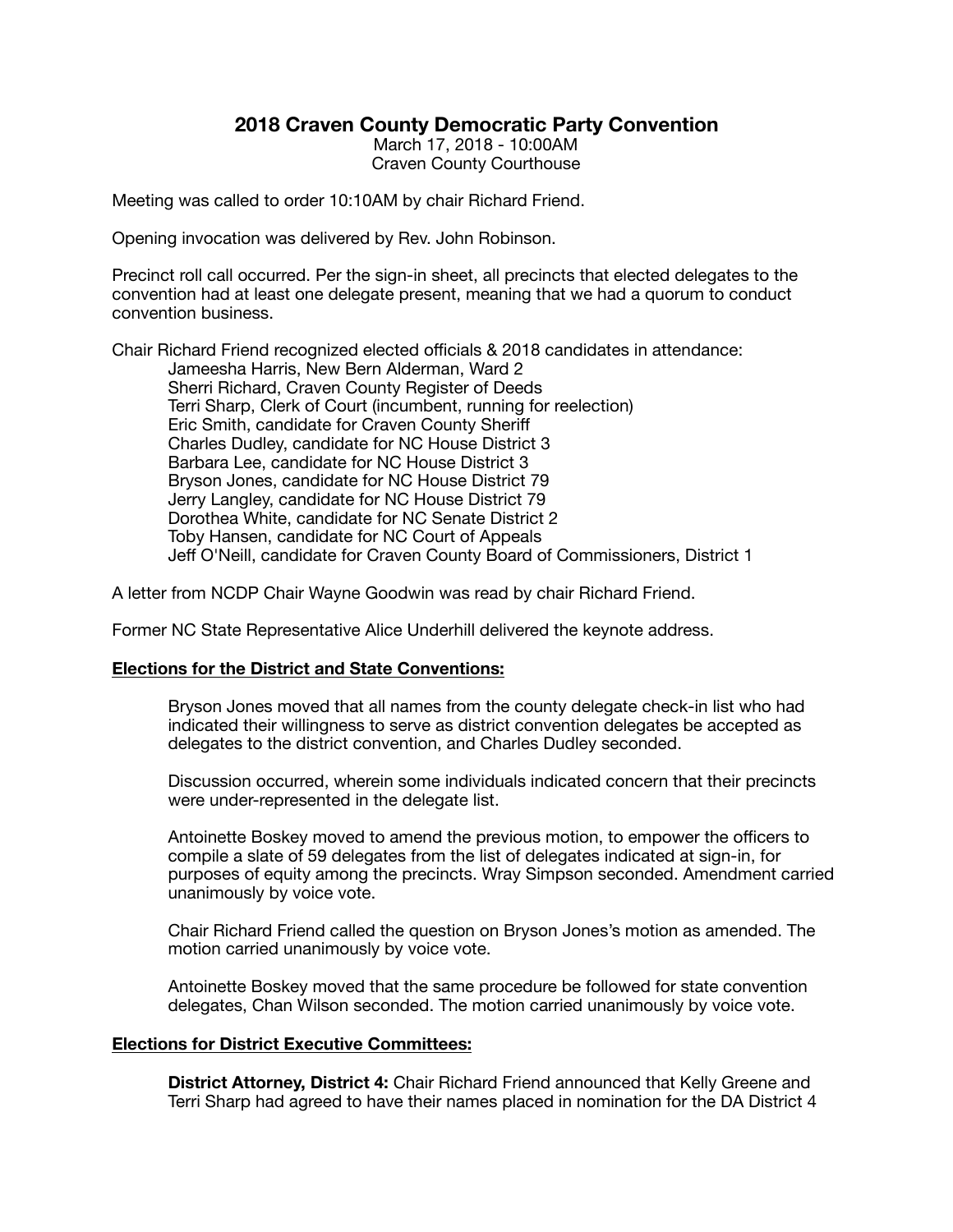# 2018 Craven County Democratic Party Convention

March 17, 2018 - 10:00AM
Craven County Courthouse

Meeting was called to order 10:10AM by chair Richard Friend.

Opening invocation was delivered by Rev. John Robinson.

Precinct roll call occurred. Per the sign-in sheet, all precincts that elected delegates to the convention had at least one delegate present, meaning that we had a quorum to conduct convention business.

Chair Richard Friend recognized elected officials & 2018 candidates in attendance:

- Jameesha Harris, New Bern Alderman, Ward 2
- Sherri Richard, Craven County Register of Deeds
- Terri Sharp, Clerk of Court (incumbent, running for reelection)
- Eric Smith, candidate for Craven County Sheriff
- Charles Dudley, candidate for NC House District 3
- Barbara Lee, candidate for NC House District 3
- Bryson Jones, candidate for NC House District 79
- Jerry Langley, candidate for NC House District 79
- Dorothea White, candidate for NC Senate District 2
- Toby Hansen, candidate for NC Court of Appeals
- Jeff O'Neill, candidate for Craven County Board of Commissioners, District 1

A letter from NCDP Chair Wayne Goodwin was read by chair Richard Friend.

Former NC State Representative Alice Underhill delivered the keynote address.

**Elections for the District and State Conventions:**

Bryson Jones moved that all names from the county delegate check-in list who had indicated their willingness to serve as district convention delegates be accepted as delegates to the district convention, and Charles Dudley seconded.

Discussion occurred, wherein some individuals indicated concern that their precincts were under-represented in the delegate list.

Antoinette Boskey moved to amend the previous motion, to empower the officers to compile a slate of 59 delegates from the list of delegates indicated at sign-in, for purposes of equity among the precincts. Wray Simpson seconded. Amendment carried unanimously by voice vote.

Chair Richard Friend called the question on Bryson Jones's motion as amended. The motion carried unanimously by voice vote.

Antoinette Boskey moved that the same procedure be followed for state convention delegates, Chan Wilson seconded. The motion carried unanimously by voice vote.

**Elections for District Executive Committees:**

**District Attorney, District 4:** Chair Richard Friend announced that Kelly Greene and Terri Sharp had agreed to have their names placed in nomination for the DA District 4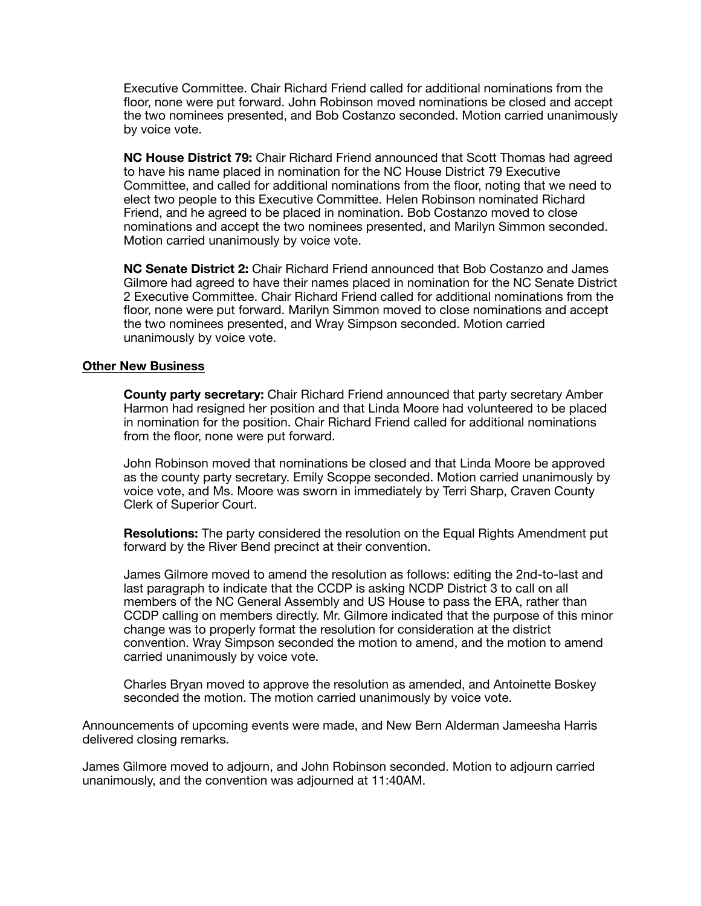Executive Committee. Chair Richard Friend called for additional nominations from the floor, none were put forward. John Robinson moved nominations be closed and accept the two nominees presented, and Bob Costanzo seconded. Motion carried unanimously by voice vote.

**NC House District 79:** Chair Richard Friend announced that Scott Thomas had agreed to have his name placed in nomination for the NC House District 79 Executive Committee, and called for additional nominations from the floor, noting that we need to elect two people to this Executive Committee. Helen Robinson nominated Richard Friend, and he agreed to be placed in nomination. Bob Costanzo moved to close nominations and accept the two nominees presented, and Marilyn Simmon seconded. Motion carried unanimously by voice vote.

**NC Senate District 2:** Chair Richard Friend announced that Bob Costanzo and James Gilmore had agreed to have their names placed in nomination for the NC Senate District 2 Executive Committee. Chair Richard Friend called for additional nominations from the floor, none were put forward. Marilyn Simmon moved to close nominations and accept the two nominees presented, and Wray Simpson seconded. Motion carried unanimously by voice vote.

**Other New Business**

**County party secretary:** Chair Richard Friend announced that party secretary Amber Harmon had resigned her position and that Linda Moore had volunteered to be placed in nomination for the position. Chair Richard Friend called for additional nominations from the floor, none were put forward.

John Robinson moved that nominations be closed and that Linda Moore be approved as the county party secretary. Emily Scoppe seconded. Motion carried unanimously by voice vote, and Ms. Moore was sworn in immediately by Terri Sharp, Craven County Clerk of Superior Court.

**Resolutions:** The party considered the resolution on the Equal Rights Amendment put forward by the River Bend precinct at their convention.

James Gilmore moved to amend the resolution as follows: editing the 2nd-to-last and last paragraph to indicate that the CCDP is asking NCDP District 3 to call on all members of the NC General Assembly and US House to pass the ERA, rather than CCDP calling on members directly. Mr. Gilmore indicated that the purpose of this minor change was to properly format the resolution for consideration at the district convention. Wray Simpson seconded the motion to amend, and the motion to amend carried unanimously by voice vote.

Charles Bryan moved to approve the resolution as amended, and Antoinette Boskey seconded the motion. The motion carried unanimously by voice vote.

Announcements of upcoming events were made, and New Bern Alderman Jameesha Harris delivered closing remarks.

James Gilmore moved to adjourn, and John Robinson seconded. Motion to adjourn carried unanimously, and the convention was adjourned at 11:40AM.